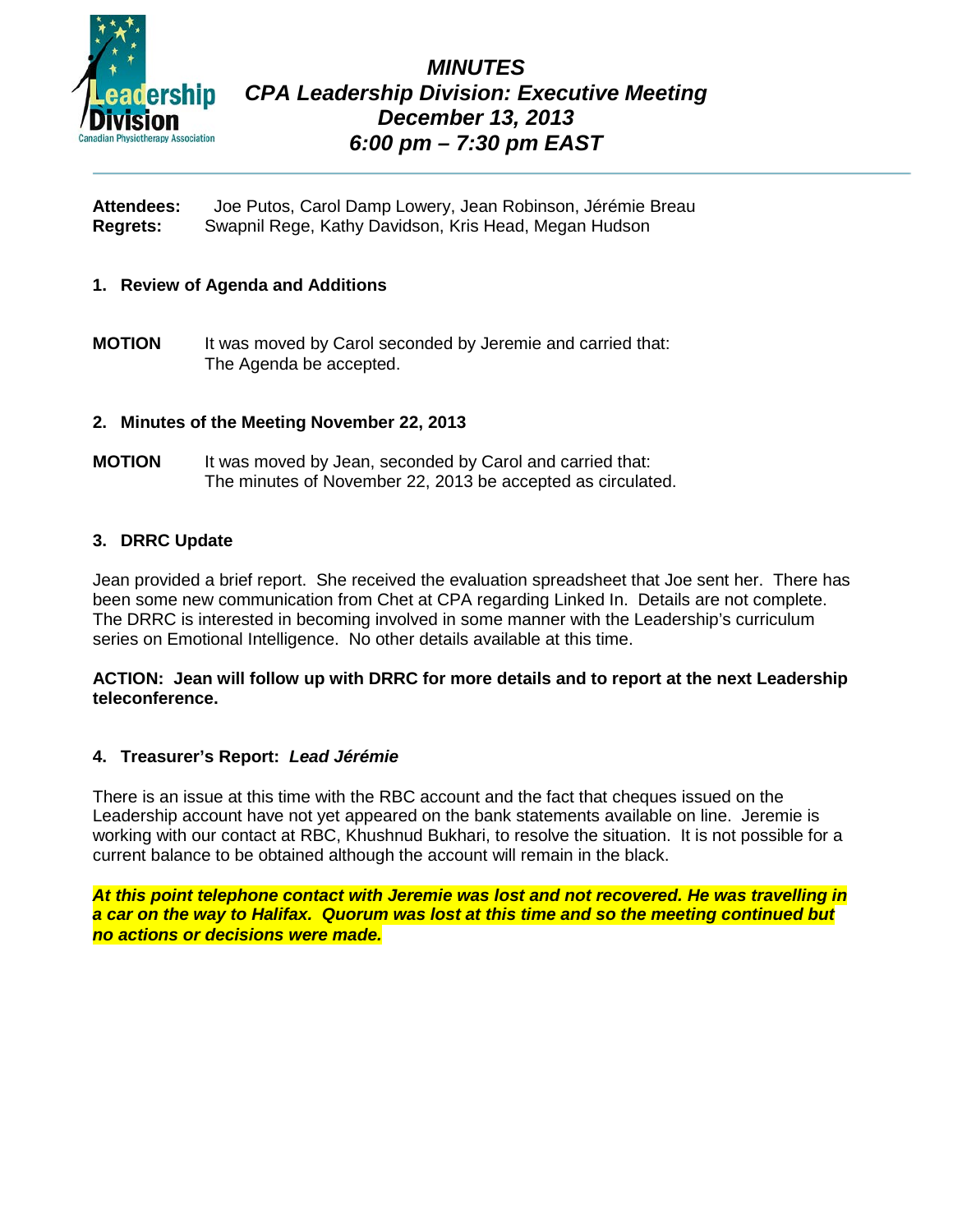# *MINUTES*
# *CPA Leadership Division: Executive Meeting*
# *December 13, 2013*
# *6:00 pm – 7:30 pm EAST*

**Attendees:** Joe Putos, Carol Damp Lowery, Jean Robinson, Jérémie Breau
**Regrets:** Swapnil Rege, Kathy Davidson, Kris Head, Megan Hudson

## 1. Review of Agenda and Additions

**MOTION** It was moved by Carol seconded by Jeremie and carried that:
The Agenda be accepted.

## 2. Minutes of the Meeting November 22, 2013

**MOTION** It was moved by Jean, seconded by Carol and carried that:
The minutes of November 22, 2013 be accepted as circulated.

## 3. DRRC Update

Jean provided a brief report. She received the evaluation spreadsheet that Joe sent her. There has been some new communication from Chet at CPA regarding Linked In. Details are not complete. The DRRC is interested in becoming involved in some manner with the Leadership's curriculum series on Emotional Intelligence. No other details available at this time.

**ACTION: Jean will follow up with DRRC for more details and to report at the next Leadership teleconference.**

## 4. Treasurer's Report: *Lead Jérémie*

There is an issue at this time with the RBC account and the fact that cheques issued on the Leadership account have not yet appeared on the bank statements available on line. Jeremie is working with our contact at RBC, Khushnud Bukhari, to resolve the situation. It is not possible for a current balance to be obtained although the account will remain in the black.

***At this point telephone contact with Jeremie was lost and not recovered. He was travelling in a car on the way to Halifax. Quorum was lost at this time and so the meeting continued but no actions or decisions were made.***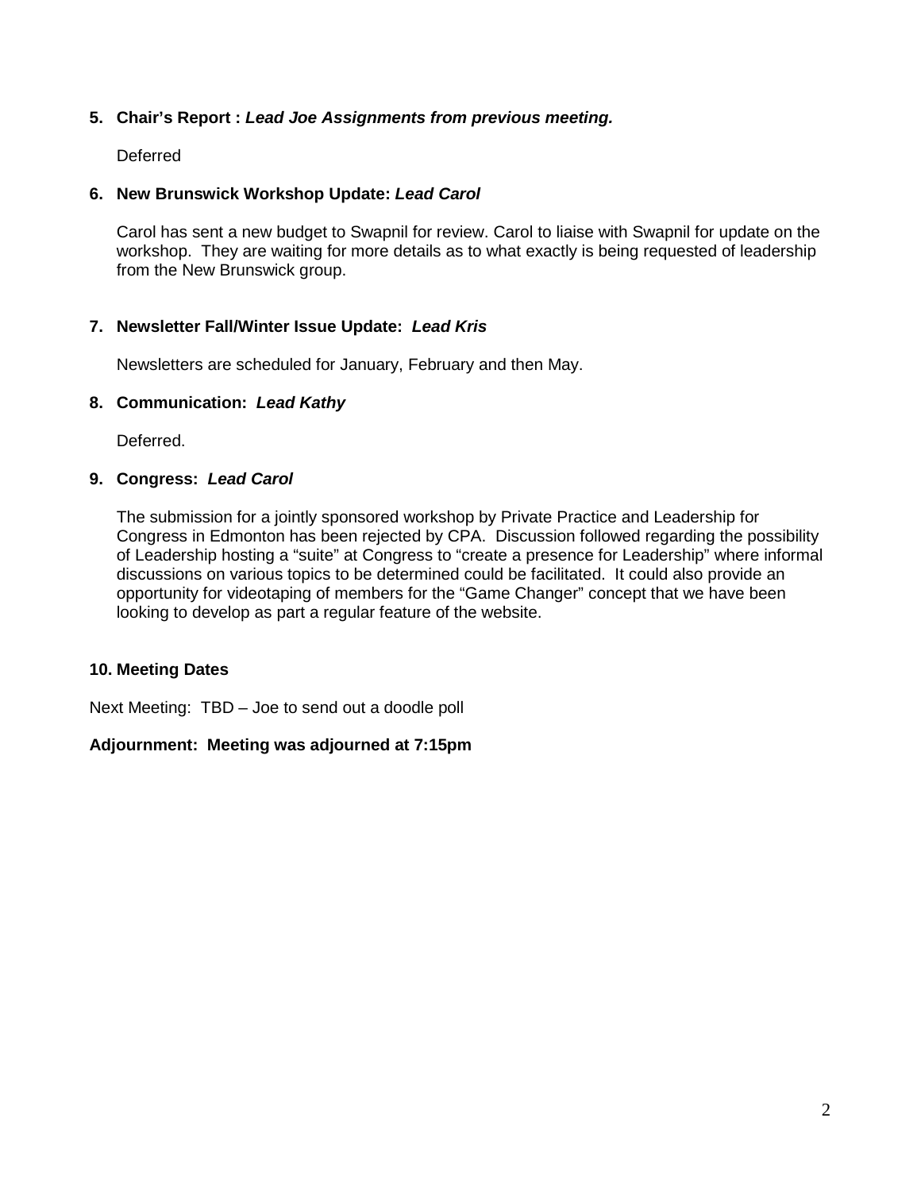**5. Chair's Report : *Lead Joe Assignments from previous meeting.***

Deferred

**6. New Brunswick Workshop Update: *Lead Carol***

Carol has sent a new budget to Swapnil for review. Carol to liaise with Swapnil for update on the workshop. They are waiting for more details as to what exactly is being requested of leadership from the New Brunswick group.

**7. Newsletter Fall/Winter Issue Update: *Lead Kris***

Newsletters are scheduled for January, February and then May.

**8. Communication: *Lead Kathy***

Deferred.

**9. Congress: *Lead Carol***

The submission for a jointly sponsored workshop by Private Practice and Leadership for Congress in Edmonton has been rejected by CPA. Discussion followed regarding the possibility of Leadership hosting a "suite" at Congress to "create a presence for Leadership" where informal discussions on various topics to be determined could be facilitated. It could also provide an opportunity for videotaping of members for the "Game Changer" concept that we have been looking to develop as part a regular feature of the website.

**10. Meeting Dates**

Next Meeting: TBD – Joe to send out a doodle poll

**Adjournment: Meeting was adjourned at 7:15pm**